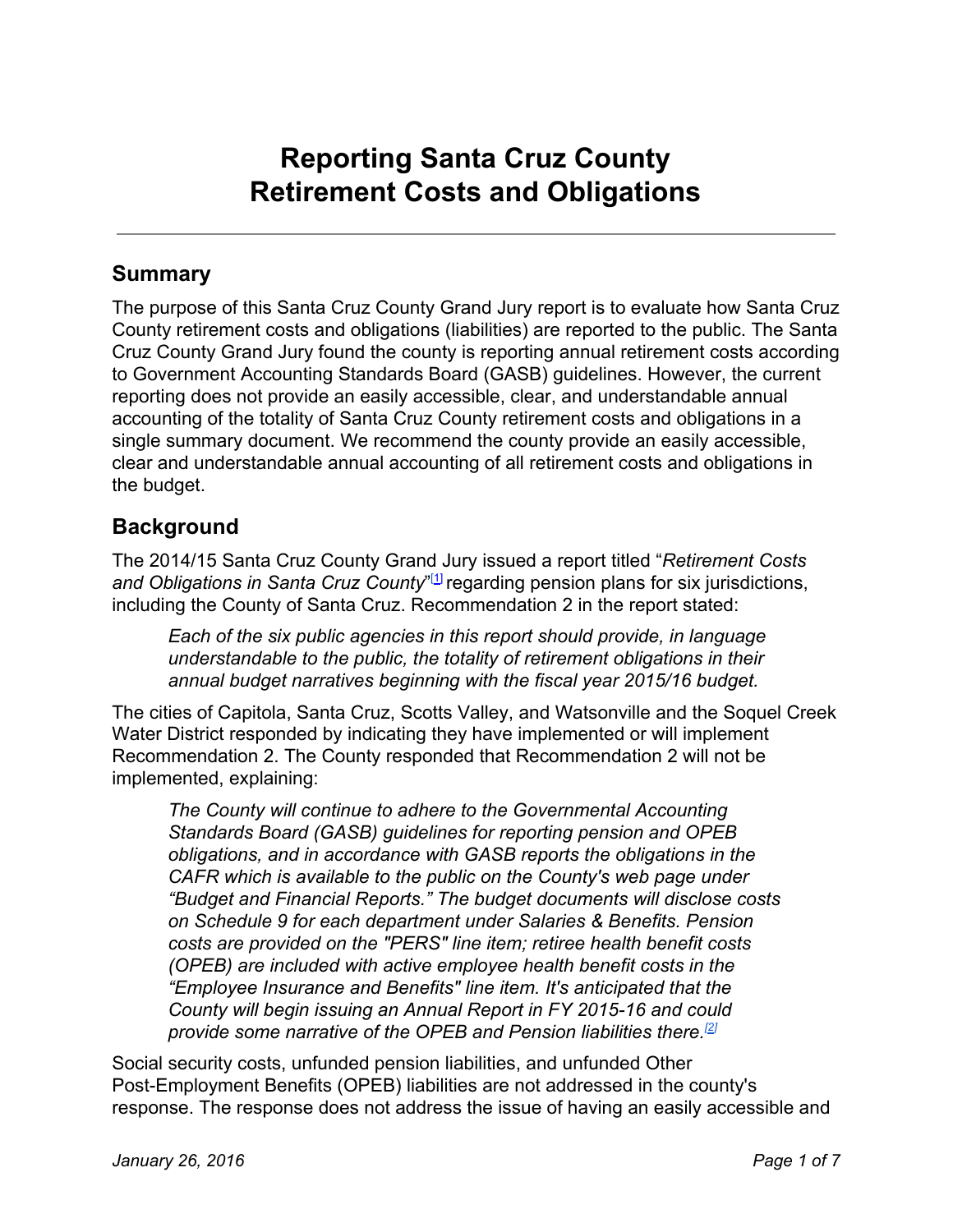# Reporting Santa Cruz County Retirement Costs and Obligations

---

## Summary

The purpose of this Santa Cruz County Grand Jury report is to evaluate how Santa Cruz County retirement costs and obligations (liabilities) are reported to the public. The Santa Cruz County Grand Jury found the county is reporting annual retirement costs according to Government Accounting Standards Board (GASB) guidelines. However, the current reporting does not provide an easily accessible, clear, and understandable annual accounting of the totality of Santa Cruz County retirement costs and obligations in a single summary document. We recommend the county provide an easily accessible, clear and understandable annual accounting of all retirement costs and obligations in the budget.

## Background

The 2014/15 Santa Cruz County Grand Jury issued a report titled "*Retirement Costs and Obligations in Santa Cruz County*"[1] regarding pension plans for six jurisdictions, including the County of Santa Cruz. Recommendation 2 in the report stated:

> *Each of the six public agencies in this report should provide, in language understandable to the public, the totality of retirement obligations in their annual budget narratives beginning with the fiscal year 2015/16 budget.*

The cities of Capitola, Santa Cruz, Scotts Valley, and Watsonville and the Soquel Creek Water District responded by indicating they have implemented or will implement Recommendation 2. The County responded that Recommendation 2 will not be implemented, explaining:

> *The County will continue to adhere to the Governmental Accounting Standards Board (GASB) guidelines for reporting pension and OPEB obligations, and in accordance with GASB reports the obligations in the CAFR which is available to the public on the County's web page under "Budget and Financial Reports." The budget documents will disclose costs on Schedule 9 for each department under Salaries & Benefits. Pension costs are provided on the "PERS" line item; retiree health benefit costs (OPEB) are included with active employee health benefit costs in the "Employee Insurance and Benefits" line item. It's anticipated that the County will begin issuing an Annual Report in FY 2015-16 and could provide some narrative of the OPEB and Pension liabilities there.*[2]

Social security costs, unfunded pension liabilities, and unfunded Other Post-Employment Benefits (OPEB) liabilities are not addressed in the county's response. The response does not address the issue of having an easily accessible and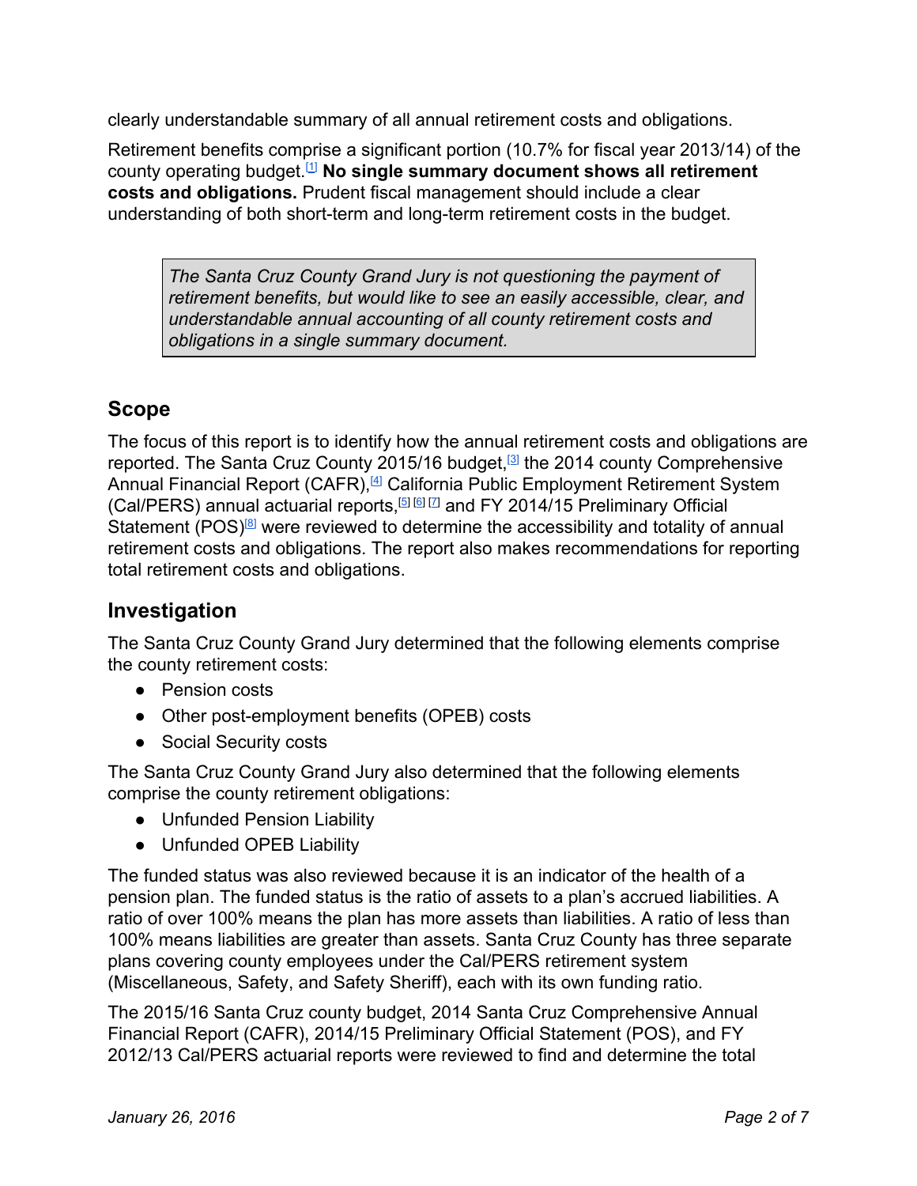clearly understandable summary of all annual retirement costs and obligations.

Retirement benefits comprise a significant portion (10.7% for fiscal year 2013/14) of the county operating budget.[1] **No single summary document shows all retirement costs and obligations.** Prudent fiscal management should include a clear understanding of both short-term and long-term retirement costs in the budget.

> *The Santa Cruz County Grand Jury is not questioning the payment of retirement benefits, but would like to see an easily accessible, clear, and understandable annual accounting of all county retirement costs and obligations in a single summary document.*

## Scope

The focus of this report is to identify how the annual retirement costs and obligations are reported. The Santa Cruz County 2015/16 budget,[3] the 2014 county Comprehensive Annual Financial Report (CAFR),[4] California Public Employment Retirement System (Cal/PERS) annual actuarial reports,[5] [6] [7] and FY 2014/15 Preliminary Official Statement (POS)[8] were reviewed to determine the accessibility and totality of annual retirement costs and obligations. The report also makes recommendations for reporting total retirement costs and obligations.

## Investigation

The Santa Cruz County Grand Jury determined that the following elements comprise the county retirement costs:

- Pension costs
- Other post-employment benefits (OPEB) costs
- Social Security costs

The Santa Cruz County Grand Jury also determined that the following elements comprise the county retirement obligations:

- Unfunded Pension Liability
- Unfunded OPEB Liability

The funded status was also reviewed because it is an indicator of the health of a pension plan. The funded status is the ratio of assets to a plan's accrued liabilities. A ratio of over 100% means the plan has more assets than liabilities. A ratio of less than 100% means liabilities are greater than assets. Santa Cruz County has three separate plans covering county employees under the Cal/PERS retirement system (Miscellaneous, Safety, and Safety Sheriff), each with its own funding ratio.

The 2015/16 Santa Cruz county budget, 2014 Santa Cruz Comprehensive Annual Financial Report (CAFR), 2014/15 Preliminary Official Statement (POS), and FY 2012/13 Cal/PERS actuarial reports were reviewed to find and determine the total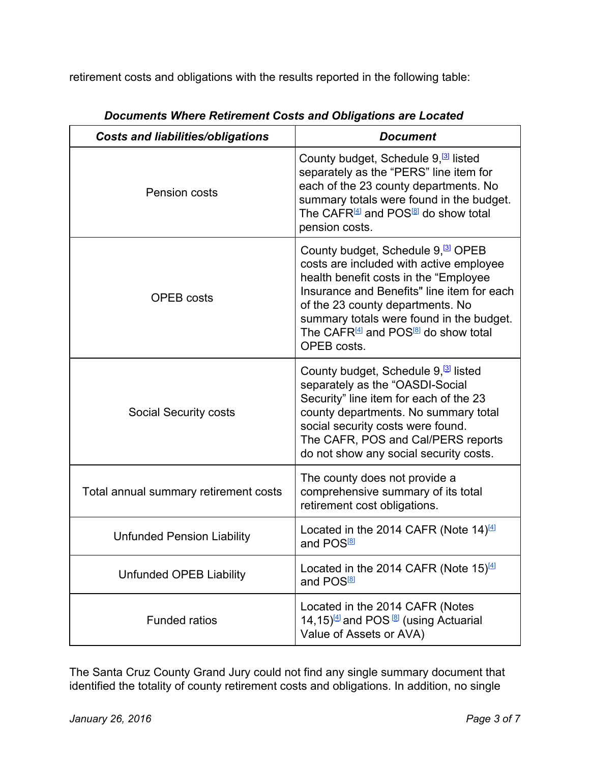retirement costs and obligations with the results reported in the following table:

***Documents Where Retirement Costs and Obligations are Located***

| ***Costs and liabilities/obligations*** | ***Document*** |
|---|---|
| Pension costs | County budget, Schedule 9,[3] listed separately as the "PERS" line item for each of the 23 county departments. No summary totals were found in the budget. The CAFR[4] and POS[8] do show total pension costs. |
| OPEB costs | County budget, Schedule 9,[3] OPEB costs are included with active employee health benefit costs in the "Employee Insurance and Benefits" line item for each of the 23 county departments. No summary totals were found in the budget. The CAFR[4] and POS[8] do show total OPEB costs. |
| Social Security costs | County budget, Schedule 9,[3] listed separately as the "OASDI-Social Security" line item for each of the 23 county departments. No summary total social security costs were found. The CAFR, POS and Cal/PERS reports do not show any social security costs. |
| Total annual summary retirement costs | The county does not provide a comprehensive summary of its total retirement cost obligations. |
| Unfunded Pension Liability | Located in the 2014 CAFR (Note 14)[4] and POS[8] |
| Unfunded OPEB Liability | Located in the 2014 CAFR (Note 15)[4] and POS[8] |
| Funded ratios | Located in the 2014 CAFR (Notes 14,15)[4] and POS [8] (using Actuarial Value of Assets or AVA) |

The Santa Cruz County Grand Jury could not find any single summary document that identified the totality of county retirement costs and obligations. In addition, no single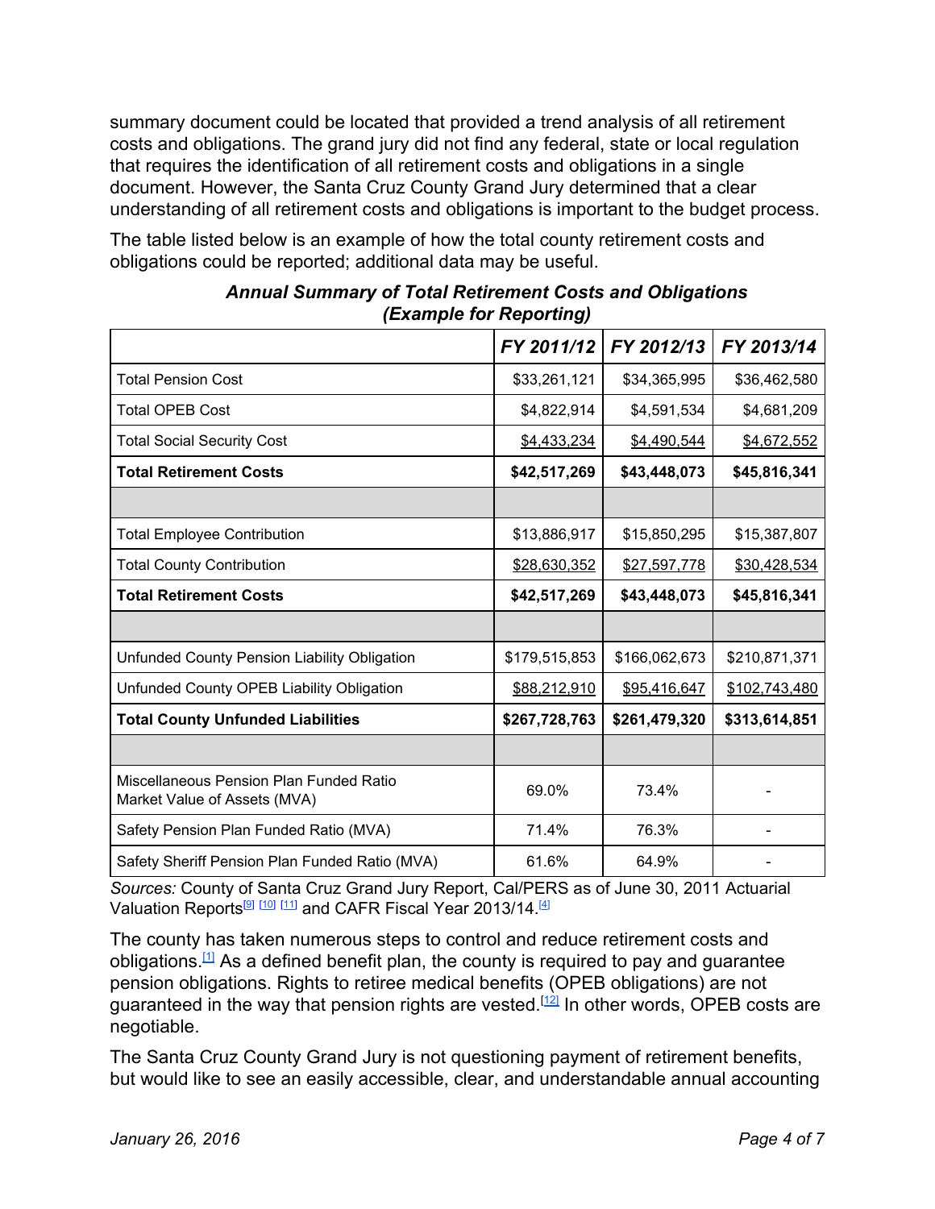summary document could be located that provided a trend analysis of all retirement costs and obligations. The grand jury did not find any federal, state or local regulation that requires the identification of all retirement costs and obligations in a single document. However, the Santa Cruz County Grand Jury determined that a clear understanding of all retirement costs and obligations is important to the budget process.

The table listed below is an example of how the total county retirement costs and obligations could be reported; additional data may be useful.

***Annual Summary of Total Retirement Costs and Obligations (Example for Reporting)***

| | *FY 2011/12* | *FY 2012/13* | *FY 2013/14* |
|---|---|---|---|
| Total Pension Cost | $33,261,121 | $34,365,995 | $36,462,580 |
| Total OPEB Cost | $4,822,914 | $4,591,534 | $4,681,209 |
| Total Social Security Cost | $4,433,234 | $4,490,544 | $4,672,552 |
| **Total Retirement Costs** | **$42,517,269** | **$43,448,073** | **$45,816,341** |
| | | | |
| Total Employee Contribution | $13,886,917 | $15,850,295 | $15,387,807 |
| Total County Contribution | $28,630,352 | $27,597,778 | $30,428,534 |
| **Total Retirement Costs** | **$42,517,269** | **$43,448,073** | **$45,816,341** |
| | | | |
| Unfunded County Pension Liability Obligation | $179,515,853 | $166,062,673 | $210,871,371 |
| Unfunded County OPEB Liability Obligation | $88,212,910 | $95,416,647 | $102,743,480 |
| **Total County Unfunded Liabilities** | **$267,728,763** | **$261,479,320** | **$313,614,851** |
| | | | |
| Miscellaneous Pension Plan Funded Ratio Market Value of Assets (MVA) | 69.0% | 73.4% | - |
| Safety Pension Plan Funded Ratio (MVA) | 71.4% | 76.3% | - |
| Safety Sheriff Pension Plan Funded Ratio (MVA) | 61.6% | 64.9% | - |

*Sources:* County of Santa Cruz Grand Jury Report, Cal/PERS as of June 30, 2011 Actuarial Valuation Reports[9] [10] [11] and CAFR Fiscal Year 2013/14.[4]

The county has taken numerous steps to control and reduce retirement costs and obligations.[1] As a defined benefit plan, the county is required to pay and guarantee pension obligations. Rights to retiree medical benefits (OPEB obligations) are not guaranteed in the way that pension rights are vested.[12] In other words, OPEB costs are negotiable.

The Santa Cruz County Grand Jury is not questioning payment of retirement benefits, but would like to see an easily accessible, clear, and understandable annual accounting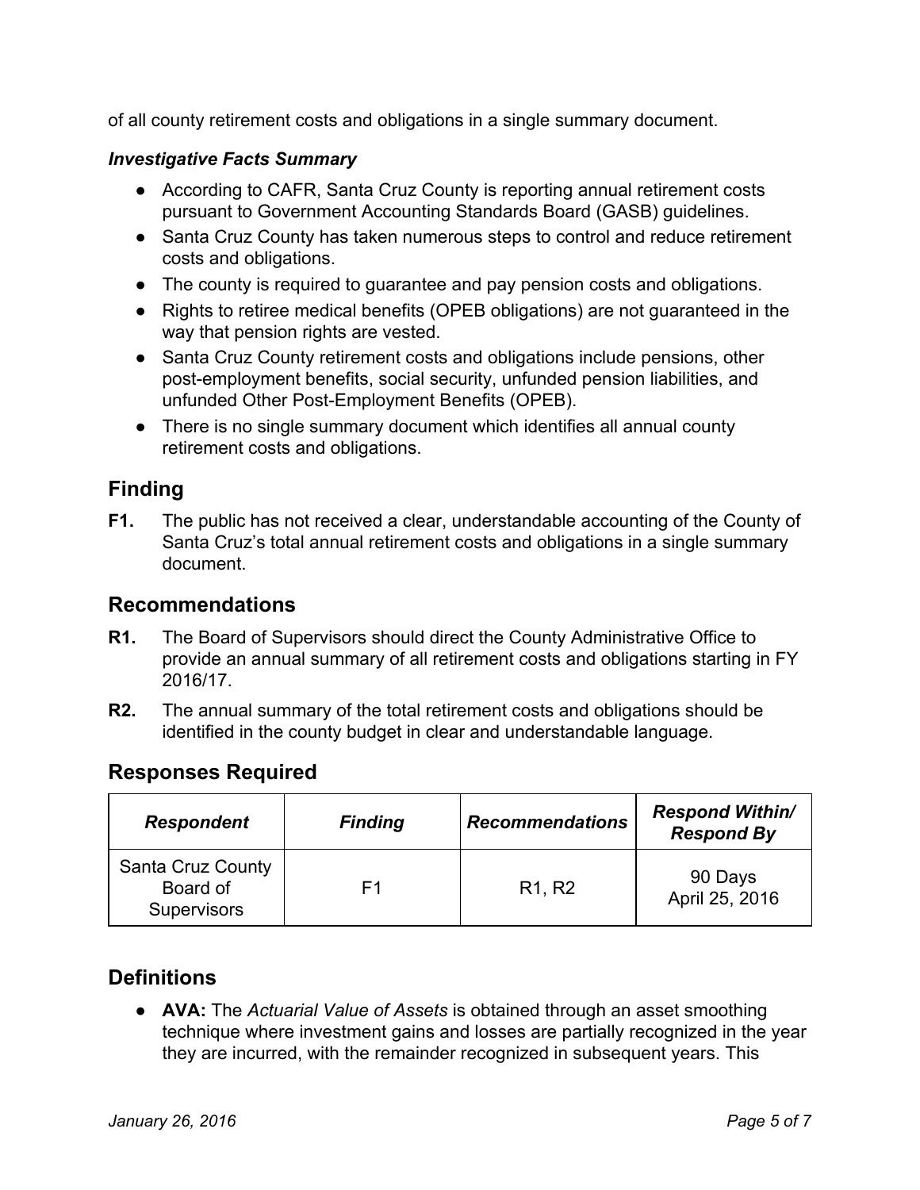of all county retirement costs and obligations in a single summary document.

***Investigative Facts Summary***

- According to CAFR, Santa Cruz County is reporting annual retirement costs pursuant to Government Accounting Standards Board (GASB) guidelines.
- Santa Cruz County has taken numerous steps to control and reduce retirement costs and obligations.
- The county is required to guarantee and pay pension costs and obligations.
- Rights to retiree medical benefits (OPEB obligations) are not guaranteed in the way that pension rights are vested.
- Santa Cruz County retirement costs and obligations include pensions, other post-employment benefits, social security, unfunded pension liabilities, and unfunded Other Post-Employment Benefits (OPEB).
- There is no single summary document which identifies all annual county retirement costs and obligations.

## Finding

**F1.** The public has not received a clear, understandable accounting of the County of Santa Cruz's total annual retirement costs and obligations in a single summary document.

## Recommendations

**R1.** The Board of Supervisors should direct the County Administrative Office to provide an annual summary of all retirement costs and obligations starting in FY 2016/17.

**R2.** The annual summary of the total retirement costs and obligations should be identified in the county budget in clear and understandable language.

## Responses Required

| *Respondent* | *Finding* | *Recommendations* | *Respond Within/ Respond By* |
|---|---|---|---|
| Santa Cruz County Board of Supervisors | F1 | R1, R2 | 90 Days April 25, 2016 |

## Definitions

- **AVA:** The *Actuarial Value of Assets* is obtained through an asset smoothing technique where investment gains and losses are partially recognized in the year they are incurred, with the remainder recognized in subsequent years. This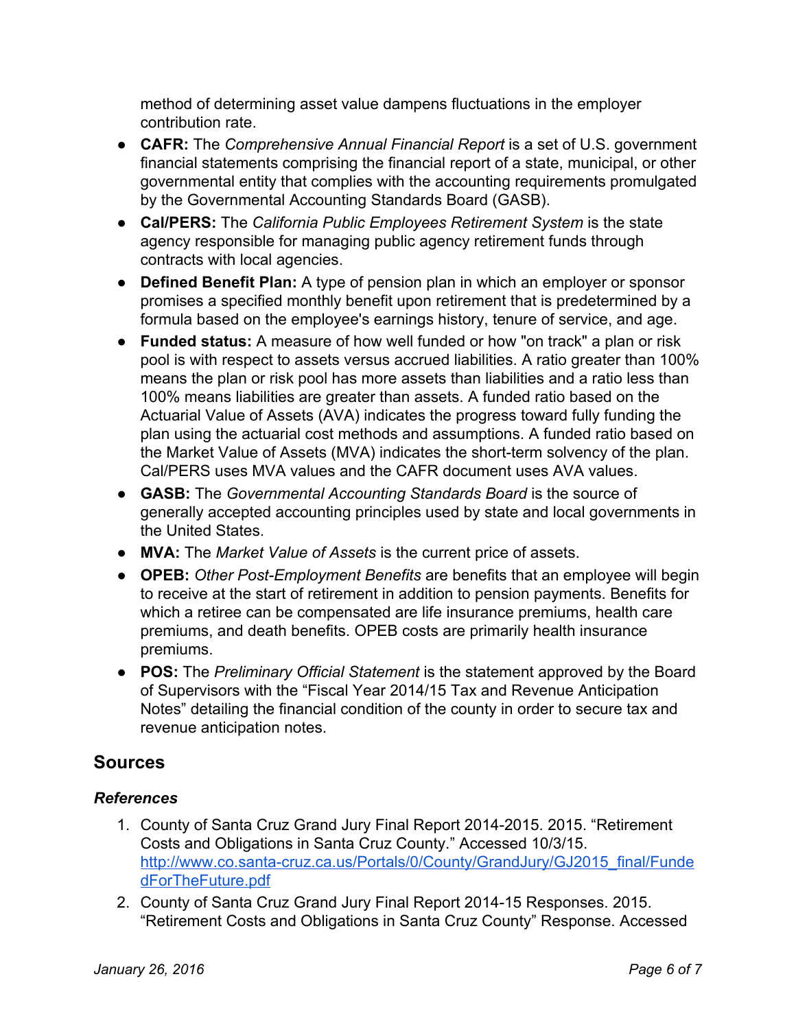method of determining asset value dampens fluctuations in the employer contribution rate.

- **CAFR:** The *Comprehensive Annual Financial Report* is a set of U.S. government financial statements comprising the financial report of a state, municipal, or other governmental entity that complies with the accounting requirements promulgated by the Governmental Accounting Standards Board (GASB).
- **Cal/PERS:** The *California Public Employees Retirement System* is the state agency responsible for managing public agency retirement funds through contracts with local agencies.
- **Defined Benefit Plan:** A type of pension plan in which an employer or sponsor promises a specified monthly benefit upon retirement that is predetermined by a formula based on the employee's earnings history, tenure of service, and age.
- **Funded status:** A measure of how well funded or how "on track" a plan or risk pool is with respect to assets versus accrued liabilities. A ratio greater than 100% means the plan or risk pool has more assets than liabilities and a ratio less than 100% means liabilities are greater than assets. A funded ratio based on the Actuarial Value of Assets (AVA) indicates the progress toward fully funding the plan using the actuarial cost methods and assumptions. A funded ratio based on the Market Value of Assets (MVA) indicates the short-term solvency of the plan. Cal/PERS uses MVA values and the CAFR document uses AVA values.
- **GASB:** The *Governmental Accounting Standards Board* is the source of generally accepted accounting principles used by state and local governments in the United States.
- **MVA:** The *Market Value of Assets* is the current price of assets.
- **OPEB:** *Other Post-Employment Benefits* are benefits that an employee will begin to receive at the start of retirement in addition to pension payments. Benefits for which a retiree can be compensated are life insurance premiums, health care premiums, and death benefits. OPEB costs are primarily health insurance premiums.
- **POS:** The *Preliminary Official Statement* is the statement approved by the Board of Supervisors with the "Fiscal Year 2014/15 Tax and Revenue Anticipation Notes" detailing the financial condition of the county in order to secure tax and revenue anticipation notes.

## Sources

### *References*

1. County of Santa Cruz Grand Jury Final Report 2014-2015. 2015. "Retirement Costs and Obligations in Santa Cruz County." Accessed 10/3/15. http://www.co.santa-cruz.ca.us/Portals/0/County/GrandJury/GJ2015_final/FundedForTheFuture.pdf
2. County of Santa Cruz Grand Jury Final Report 2014-15 Responses. 2015. "Retirement Costs and Obligations in Santa Cruz County" Response. Accessed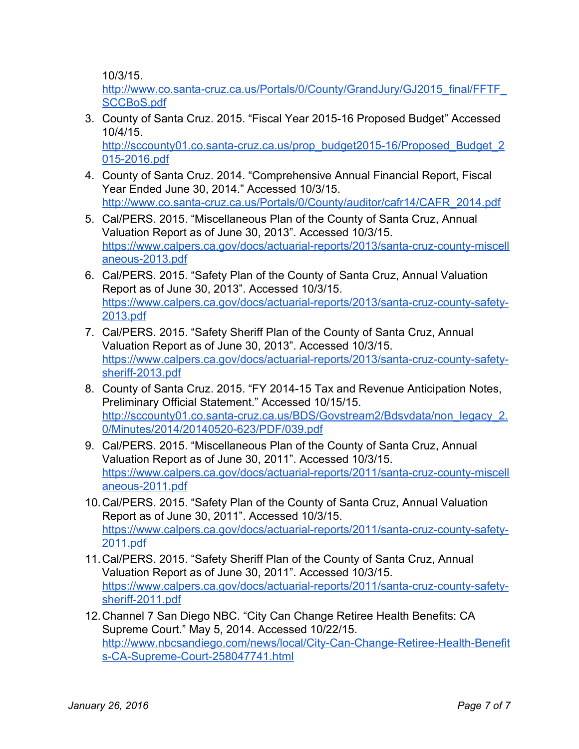10/3/15.
http://www.co.santa-cruz.ca.us/Portals/0/County/GrandJury/GJ2015_final/FFTF_SCCBoS.pdf

3. County of Santa Cruz. 2015. “Fiscal Year 2015-16 Proposed Budget” Accessed 10/4/15.
http://sccounty01.co.santa-cruz.ca.us/prop_budget2015-16/Proposed_Budget_2015-2016.pdf
4. County of Santa Cruz. 2014. “Comprehensive Annual Financial Report, Fiscal Year Ended June 30, 2014.” Accessed 10/3/15.
http://www.co.santa-cruz.ca.us/Portals/0/County/auditor/cafr14/CAFR_2014.pdf
5. Cal/PERS. 2015. “Miscellaneous Plan of the County of Santa Cruz, Annual Valuation Report as of June 30, 2013”. Accessed 10/3/15.
https://www.calpers.ca.gov/docs/actuarial-reports/2013/santa-cruz-county-miscellaneous-2013.pdf
6. Cal/PERS. 2015. “Safety Plan of the County of Santa Cruz, Annual Valuation Report as of June 30, 2013”. Accessed 10/3/15.
https://www.calpers.ca.gov/docs/actuarial-reports/2013/santa-cruz-county-safety-2013.pdf
7. Cal/PERS. 2015. “Safety Sheriff Plan of the County of Santa Cruz, Annual Valuation Report as of June 30, 2013”. Accessed 10/3/15.
https://www.calpers.ca.gov/docs/actuarial-reports/2013/santa-cruz-county-safety-sheriff-2013.pdf
8. County of Santa Cruz. 2015. “FY 2014-15 Tax and Revenue Anticipation Notes, Preliminary Official Statement.” Accessed 10/15/15.
http://sccounty01.co.santa-cruz.ca.us/BDS/Govstream2/Bdsvdata/non_legacy_2.0/Minutes/2014/20140520-623/PDF/039.pdf
9. Cal/PERS. 2015. “Miscellaneous Plan of the County of Santa Cruz, Annual Valuation Report as of June 30, 2011”. Accessed 10/3/15.
https://www.calpers.ca.gov/docs/actuarial-reports/2011/santa-cruz-county-miscellaneous-2011.pdf
10. Cal/PERS. 2015. “Safety Plan of the County of Santa Cruz, Annual Valuation Report as of June 30, 2011”. Accessed 10/3/15.
https://www.calpers.ca.gov/docs/actuarial-reports/2011/santa-cruz-county-safety-2011.pdf
11. Cal/PERS. 2015. “Safety Sheriff Plan of the County of Santa Cruz, Annual Valuation Report as of June 30, 2011”. Accessed 10/3/15.
https://www.calpers.ca.gov/docs/actuarial-reports/2011/santa-cruz-county-safety-sheriff-2011.pdf
12. Channel 7 San Diego NBC. “City Can Change Retiree Health Benefits: CA Supreme Court.” May 5, 2014. Accessed 10/22/15.
http://www.nbcsandiego.com/news/local/City-Can-Change-Retiree-Health-Benefits-CA-Supreme-Court-258047741.html

*January 26, 2016*